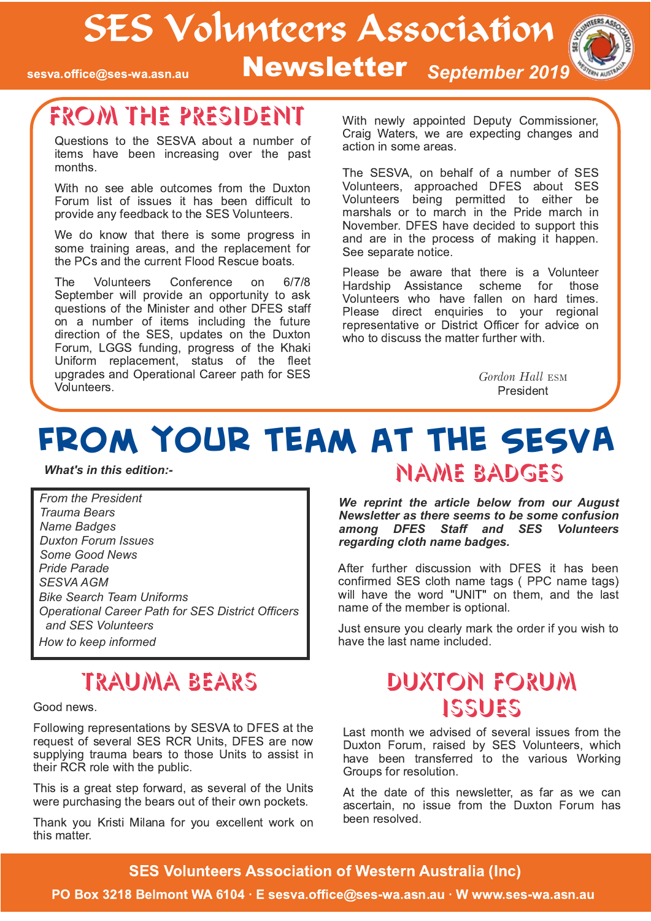# SES Volunteers Association

sesva.office@ses-wa.asn.au **Newsletter** *September 2019*

## FROM THE PRESIDENT

Questions to the SESVA about a number of items have been increasing over the past months.

With no see able outcomes from the Duxton Forum list of issues it has been difficult to provide any feedback to the SES Volunteers.

We do know that there is some progress in some training areas, and the replacement for the PCs and the current Flood Rescue boats.

The Volunteers Conference on 6/7/8 September will provide an opportunity to ask questions of the Minister and other DFES staff on a number of items including the future direction of the SES, updates on the Duxton Forum, LGGS funding, progress of the Khaki Uniform replacement, status of the fleet upgrades and Operational Career path for SES Volunteers.

With newly appointed Deputy Commissioner, Craig Waters, we are expecting changes and action in some areas.

The SESVA, on behalf of a number of SES Volunteers, approached DFES about SES Volunteers being permitted to either be marshals or to march in the Pride march in November. DFES have decided to support this and are in the process of making it happen. See separate notice.

Please be aware that there is a Volunteer Hardship Assistance scheme for those Volunteers who have fallen on hard times. Please direct enquiries to your regional representative or District Officer for advice on who to discuss the matter further with.

*Gordon Hall* ESM
President

# FROM YOUR TEAM AT THE SESVA

***What's in this edition:-***

*From the President*
*Trauma Bears*
*Name Badges*
*Duxton Forum Issues*
*Some Good News*
*Pride Parade*
*SESVA AGM*
*Bike Search Team Uniforms*
*Operational Career Path for SES District Officers and SES Volunteers*
*How to keep informed*

## TRAUMA BEARS

Good news.

Following representations by SESVA to DFES at the request of several SES RCR Units, DFES are now supplying trauma bears to those Units to assist in their RCR role with the public.

This is a great step forward, as several of the Units were purchasing the bears out of their own pockets.

Thank you Kristi Milana for you excellent work on this matter.

## NAME BADGES

***We reprint the article below from our August Newsletter as there seems to be some confusion among DFES Staff and SES Volunteers regarding cloth name badges.***

After further discussion with DFES it has been confirmed SES cloth name tags ( PPC name tags) will have the word "UNIT" on them, and the last name of the member is optional.

Just ensure you clearly mark the order if you wish to have the last name included.

## DUXTON FORUM ISSUES

Last month we advised of several issues from the Duxton Forum, raised by SES Volunteers, which have been transferred to the various Working Groups for resolution.

At the date of this newsletter, as far as we can ascertain, no issue from the Duxton Forum has been resolved.

**SES Volunteers Association of Western Australia (Inc)**
**PO Box 3218 Belmont WA 6104 · E sesva.office@ses-wa.asn.au · W www.ses-wa.asn.au**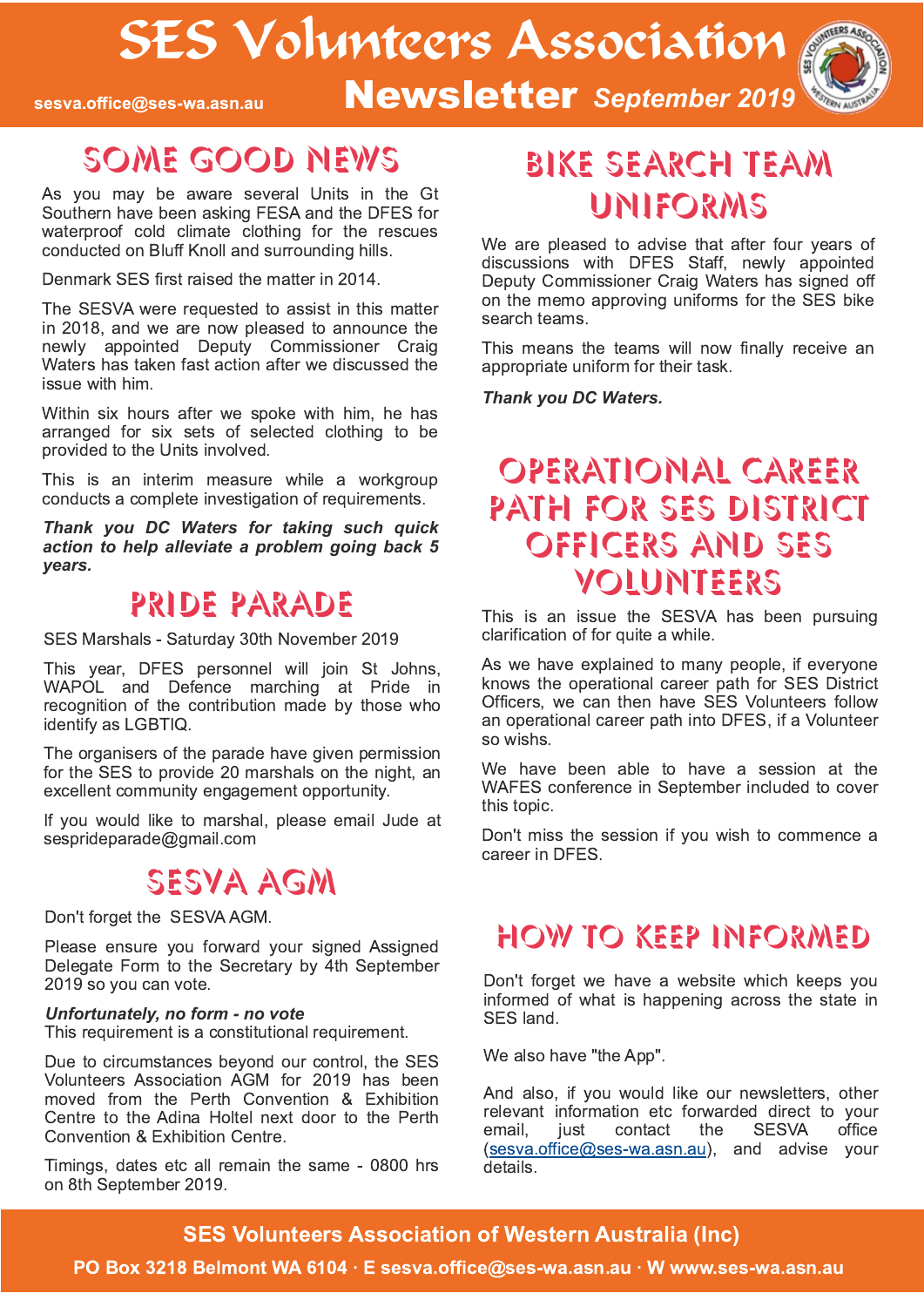# SES Volunteers Association

sesva.office@ses-wa.asn.au

## Newsletter *September 2019*

## SOME GOOD NEWS

As you may be aware several Units in the Gt Southern have been asking FESA and the DFES for waterproof cold climate clothing for the rescues conducted on Bluff Knoll and surrounding hills.

Denmark SES first raised the matter in 2014.

The SESVA were requested to assist in this matter in 2018, and we are now pleased to announce the newly appointed Deputy Commissioner Craig Waters has taken fast action after we discussed the issue with him.

Within six hours after we spoke with him, he has arranged for six sets of selected clothing to be provided to the Units involved.

This is an interim measure while a workgroup conducts a complete investigation of requirements.

***Thank you DC Waters for taking such quick action to help alleviate a problem going back 5 years.***

## PRIDE PARADE

SES Marshals - Saturday 30th November 2019

This year, DFES personnel will join St Johns, WAPOL and Defence marching at Pride in recognition of the contribution made by those who identify as LGBTIQ.

The organisers of the parade have given permission for the SES to provide 20 marshals on the night, an excellent community engagement opportunity.

If you would like to marshal, please email Jude at sesprideparade@gmail.com

## SESVA AGM

Don't forget the SESVA AGM.

Please ensure you forward your signed Assigned Delegate Form to the Secretary by 4th September 2019 so you can vote.

***Unfortunately, no form - no vote***
This requirement is a constitutional requirement.

Due to circumstances beyond our control, the SES Volunteers Association AGM for 2019 has been moved from the Perth Convention & Exhibition Centre to the Adina Holtel next door to the Perth Convention & Exhibition Centre.

Timings, dates etc all remain the same - 0800 hrs on 8th September 2019.

## BIKE SEARCH TEAM UNIFORMS

We are pleased to advise that after four years of discussions with DFES Staff, newly appointed Deputy Commissioner Craig Waters has signed off on the memo approving uniforms for the SES bike search teams.

This means the teams will now finally receive an appropriate uniform for their task.

***Thank you DC Waters.***

## OPERATIONAL CAREER PATH FOR SES DISTRICT OFFICERS AND SES VOLUNTEERS

This is an issue the SESVA has been pursuing clarification of for quite a while.

As we have explained to many people, if everyone knows the operational career path for SES District Officers, we can then have SES Volunteers follow an operational career path into DFES, if a Volunteer so wishs.

We have been able to have a session at the WAFES conference in September included to cover this topic.

Don't miss the session if you wish to commence a career in DFES.

## HOW TO KEEP INFORMED

Don't forget we have a website which keeps you informed of what is happening across the state in SES land.

We also have "the App".

And also, if you would like our newsletters, other relevant information etc forwarded direct to your email, just contact the SESVA office (sesva.office@ses-wa.asn.au), and advise your details.

**SES Volunteers Association of Western Australia (Inc)**

**PO Box 3218 Belmont WA 6104 · E sesva.office@ses-wa.asn.au · W www.ses-wa.asn.au**